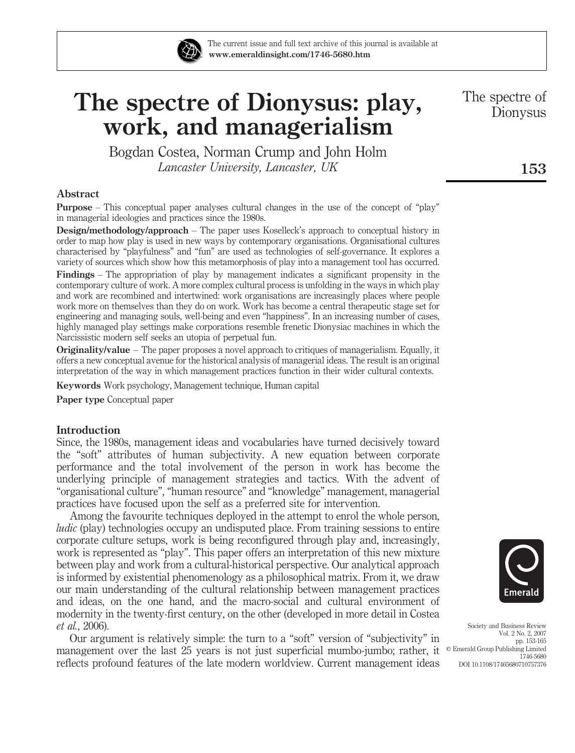# The spectre of Dionysus: play, work, and managerialism

Bogdan Costea, Norman Crump and John Holm
*Lancaster University, Lancaster, UK*

## Abstract

**Purpose** – This conceptual paper analyses cultural changes in the use of the concept of "play" in managerial ideologies and practices since the 1980s.

**Design/methodology/approach** – The paper uses Koselleck's approach to conceptual history in order to map how play is used in new ways by contemporary organisations. Organisational cultures characterised by "playfulness" and "fun" are used as technologies of self-governance. It explores a variety of sources which show how this metamorphosis of play into a management tool has occurred.

**Findings** – The appropriation of play by management indicates a significant propensity in the contemporary culture of work. A more complex cultural process is unfolding in the ways in which play and work are recombined and intertwined: work organisations are increasingly places where people work more on themselves than they do on work. Work has become a central therapeutic stage set for engineering and managing souls, well-being and even "happiness". In an increasing number of cases, highly managed play settings make corporations resemble frenetic Dionysiac machines in which the Narcissistic modern self seeks an utopia of perpetual fun.

**Originality/value** – The paper proposes a novel approach to critiques of managerialism. Equally, it offers a new conceptual avenue for the historical analysis of managerial ideas. The result is an original interpretation of the way in which management practices function in their wider cultural contexts.

**Keywords** Work psychology, Management technique, Human capital

**Paper type** Conceptual paper

## Introduction

Since, the 1980s, management ideas and vocabularies have turned decisively toward the "soft" attributes of human subjectivity. A new equation between corporate performance and the total involvement of the person in work has become the underlying principle of management strategies and tactics. With the advent of "organisational culture", "human resource" and "knowledge" management, managerial practices have focused upon the self as a preferred site for intervention.

Among the favourite techniques deployed in the attempt to enrol the whole person, *ludic* (play) technologies occupy an undisputed place. From training sessions to entire corporate culture setups, work is being reconfigured through play and, increasingly, work is represented as "play". This paper offers an interpretation of this new mixture between play and work from a cultural-historical perspective. Our analytical approach is informed by existential phenomenology as a philosophical matrix. From it, we draw our main understanding of the cultural relationship between management practices and ideas, on the one hand, and the macro-social and cultural environment of modernity in the twenty-first century, on the other (developed in more detail in Costea *et al.*, 2006).

Our argument is relatively simple: the turn to a "soft" version of "subjectivity" in management over the last 25 years is not just superficial mumbo-jumbo; rather, it reflects profound features of the late modern worldview. Current management ideas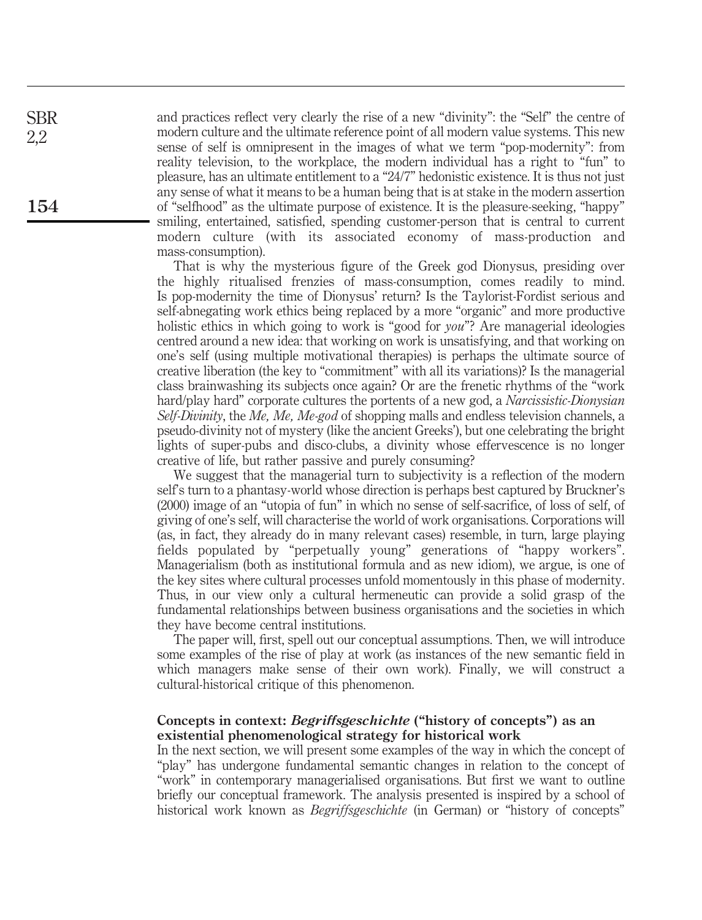and practices reflect very clearly the rise of a new "divinity": the "Self" the centre of modern culture and the ultimate reference point of all modern value systems. This new sense of self is omnipresent in the images of what we term "pop-modernity": from reality television, to the workplace, the modern individual has a right to "fun" to pleasure, has an ultimate entitlement to a "24/7" hedonistic existence. It is thus not just any sense of what it means to be a human being that is at stake in the modern assertion of "selfhood" as the ultimate purpose of existence. It is the pleasure-seeking, "happy" smiling, entertained, satisfied, spending customer-person that is central to current modern culture (with its associated economy of mass-production and mass-consumption).

That is why the mysterious figure of the Greek god Dionysus, presiding over the highly ritualised frenzies of mass-consumption, comes readily to mind. Is pop-modernity the time of Dionysus' return? Is the Taylorist-Fordist serious and self-abnegating work ethics being replaced by a more "organic" and more productive holistic ethics in which going to work is "good for *you*"? Are managerial ideologies centred around a new idea: that working on work is unsatisfying, and that working on one's self (using multiple motivational therapies) is perhaps the ultimate source of creative liberation (the key to "commitment" with all its variations)? Is the managerial class brainwashing its subjects once again? Or are the frenetic rhythms of the "work hard/play hard" corporate cultures the portents of a new god, a *Narcissistic-Dionysian Self-Divinity*, the *Me, Me, Me-god* of shopping malls and endless television channels, a pseudo-divinity not of mystery (like the ancient Greeks'), but one celebrating the bright lights of super-pubs and disco-clubs, a divinity whose effervescence is no longer creative of life, but rather passive and purely consuming?

We suggest that the managerial turn to subjectivity is a reflection of the modern self's turn to a phantasy-world whose direction is perhaps best captured by Bruckner's (2000) image of an "utopia of fun" in which no sense of self-sacrifice, of loss of self, of giving of one's self, will characterise the world of work organisations. Corporations will (as, in fact, they already do in many relevant cases) resemble, in turn, large playing fields populated by "perpetually young" generations of "happy workers". Managerialism (both as institutional formula and as new idiom), we argue, is one of the key sites where cultural processes unfold momentously in this phase of modernity. Thus, in our view only a cultural hermeneutic can provide a solid grasp of the fundamental relationships between business organisations and the societies in which they have become central institutions.

The paper will, first, spell out our conceptual assumptions. Then, we will introduce some examples of the rise of play at work (as instances of the new semantic field in which managers make sense of their own work). Finally, we will construct a cultural-historical critique of this phenomenon.

## Concepts in context: *Begriffsgeschichte* ("history of concepts") as an existential phenomenological strategy for historical work

In the next section, we will present some examples of the way in which the concept of "play" has undergone fundamental semantic changes in relation to the concept of "work" in contemporary managerialised organisations. But first we want to outline briefly our conceptual framework. The analysis presented is inspired by a school of historical work known as *Begriffsgeschichte* (in German) or "history of concepts"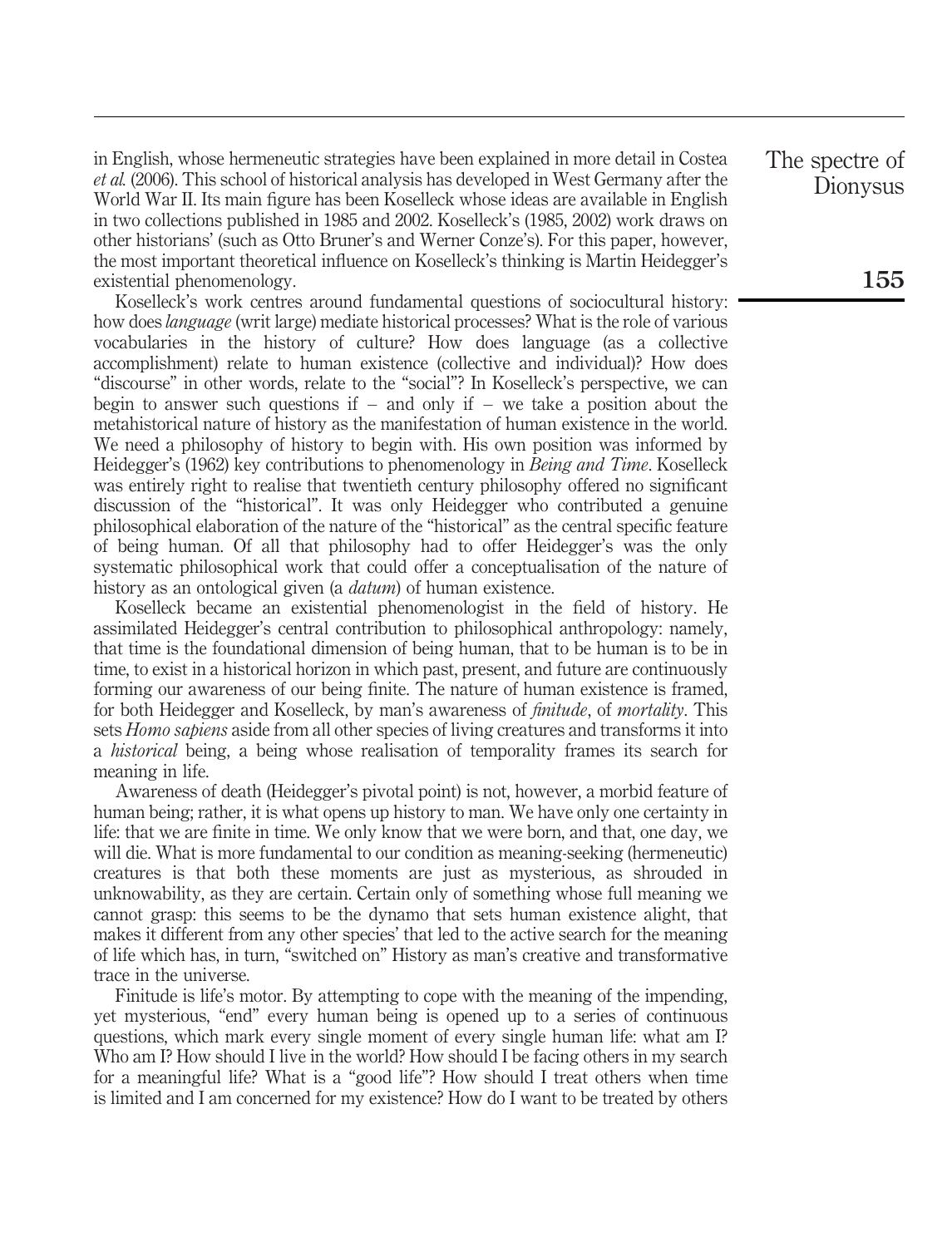in English, whose hermeneutic strategies have been explained in more detail in Costea *et al.* (2006). This school of historical analysis has developed in West Germany after the World War II. Its main figure has been Koselleck whose ideas are available in English in two collections published in 1985 and 2002. Koselleck's (1985, 2002) work draws on other historians' (such as Otto Bruner's and Werner Conze's). For this paper, however, the most important theoretical influence on Koselleck's thinking is Martin Heidegger's existential phenomenology.

Koselleck's work centres around fundamental questions of sociocultural history: how does *language* (writ large) mediate historical processes? What is the role of various vocabularies in the history of culture? How does language (as a collective accomplishment) relate to human existence (collective and individual)? How does "discourse" in other words, relate to the "social"? In Koselleck's perspective, we can begin to answer such questions if – and only if – we take a position about the metahistorical nature of history as the manifestation of human existence in the world. We need a philosophy of history to begin with. His own position was informed by Heidegger's (1962) key contributions to phenomenology in *Being and Time*. Koselleck was entirely right to realise that twentieth century philosophy offered no significant discussion of the "historical". It was only Heidegger who contributed a genuine philosophical elaboration of the nature of the "historical" as the central specific feature of being human. Of all that philosophy had to offer Heidegger's was the only systematic philosophical work that could offer a conceptualisation of the nature of history as an ontological given (a *datum*) of human existence.

Koselleck became an existential phenomenologist in the field of history. He assimilated Heidegger's central contribution to philosophical anthropology: namely, that time is the foundational dimension of being human, that to be human is to be in time, to exist in a historical horizon in which past, present, and future are continuously forming our awareness of our being finite. The nature of human existence is framed, for both Heidegger and Koselleck, by man's awareness of *finitude*, of *mortality*. This sets *Homo sapiens* aside from all other species of living creatures and transforms it into a *historical* being, a being whose realisation of temporality frames its search for meaning in life.

Awareness of death (Heidegger's pivotal point) is not, however, a morbid feature of human being; rather, it is what opens up history to man. We have only one certainty in life: that we are finite in time. We only know that we were born, and that, one day, we will die. What is more fundamental to our condition as meaning-seeking (hermeneutic) creatures is that both these moments are just as mysterious, as shrouded in unknowability, as they are certain. Certain only of something whose full meaning we cannot grasp: this seems to be the dynamo that sets human existence alight, that makes it different from any other species' that led to the active search for the meaning of life which has, in turn, "switched on" History as man's creative and transformative trace in the universe.

Finitude is life's motor. By attempting to cope with the meaning of the impending, yet mysterious, "end" every human being is opened up to a series of continuous questions, which mark every single moment of every single human life: what am I? Who am I? How should I live in the world? How should I be facing others in my search for a meaningful life? What is a "good life"? How should I treat others when time is limited and I am concerned for my existence? How do I want to be treated by others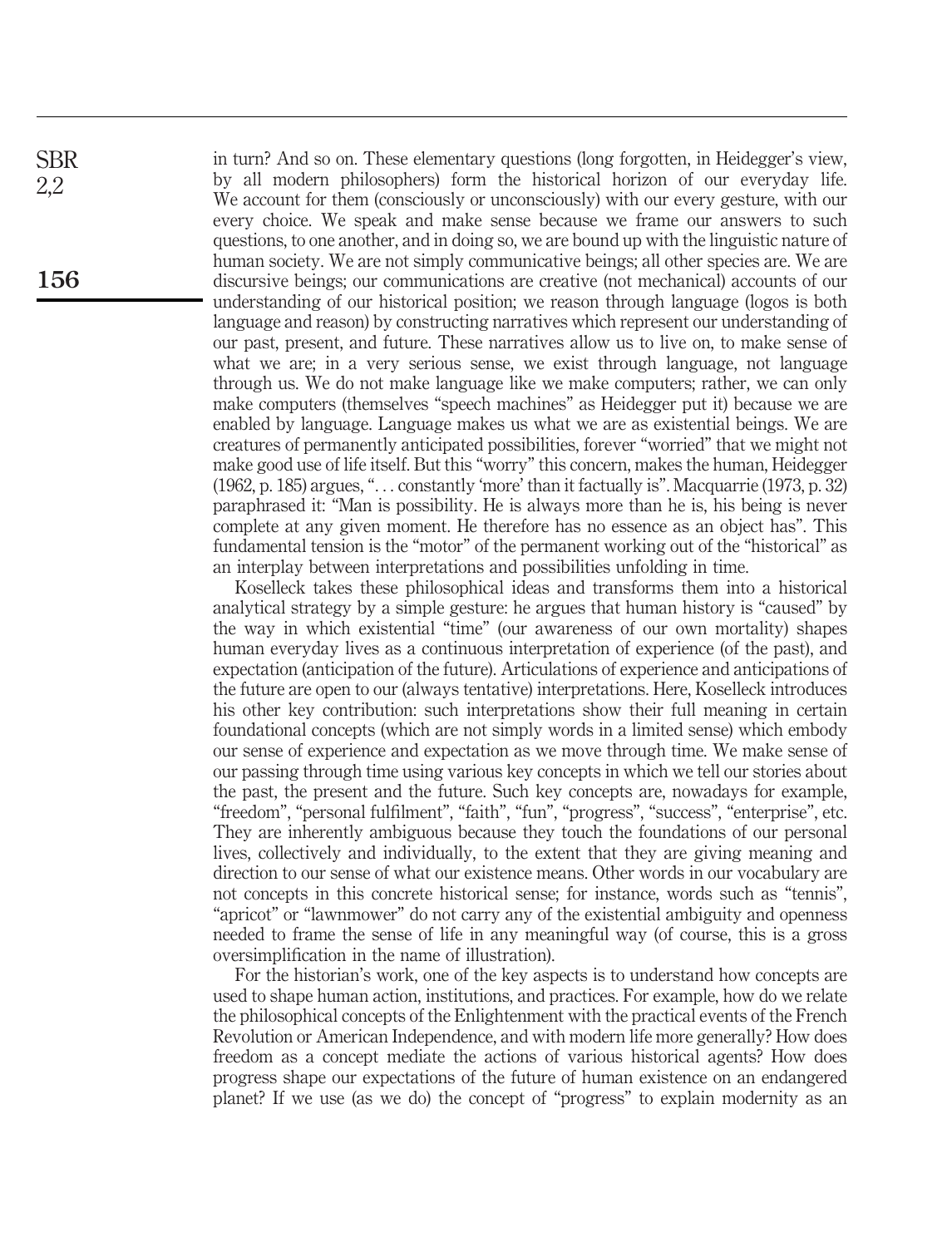in turn? And so on. These elementary questions (long forgotten, in Heidegger's view, by all modern philosophers) form the historical horizon of our everyday life. We account for them (consciously or unconsciously) with our every gesture, with our every choice. We speak and make sense because we frame our answers to such questions, to one another, and in doing so, we are bound up with the linguistic nature of human society. We are not simply communicative beings; all other species are. We are discursive beings; our communications are creative (not mechanical) accounts of our understanding of our historical position; we reason through language (logos is both language and reason) by constructing narratives which represent our understanding of our past, present, and future. These narratives allow us to live on, to make sense of what we are; in a very serious sense, we exist through language, not language through us. We do not make language like we make computers; rather, we can only make computers (themselves "speech machines" as Heidegger put it) because we are enabled by language. Language makes us what we are as existential beings. We are creatures of permanently anticipated possibilities, forever "worried" that we might not make good use of life itself. But this "worry" this concern, makes the human, Heidegger (1962, p. 185) argues, "... constantly 'more' than it factually is". Macquarrie (1973, p. 32) paraphrased it: "Man is possibility. He is always more than he is, his being is never complete at any given moment. He therefore has no essence as an object has". This fundamental tension is the "motor" of the permanent working out of the "historical" as an interplay between interpretations and possibilities unfolding in time.

Koselleck takes these philosophical ideas and transforms them into a historical analytical strategy by a simple gesture: he argues that human history is "caused" by the way in which existential "time" (our awareness of our own mortality) shapes human everyday lives as a continuous interpretation of experience (of the past), and expectation (anticipation of the future). Articulations of experience and anticipations of the future are open to our (always tentative) interpretations. Here, Koselleck introduces his other key contribution: such interpretations show their full meaning in certain foundational concepts (which are not simply words in a limited sense) which embody our sense of experience and expectation as we move through time. We make sense of our passing through time using various key concepts in which we tell our stories about the past, the present and the future. Such key concepts are, nowadays for example, "freedom", "personal fulfilment", "faith", "fun", "progress", "success", "enterprise", etc. They are inherently ambiguous because they touch the foundations of our personal lives, collectively and individually, to the extent that they are giving meaning and direction to our sense of what our existence means. Other words in our vocabulary are not concepts in this concrete historical sense; for instance, words such as "tennis", "apricot" or "lawnmower" do not carry any of the existential ambiguity and openness needed to frame the sense of life in any meaningful way (of course, this is a gross oversimplification in the name of illustration).

For the historian's work, one of the key aspects is to understand how concepts are used to shape human action, institutions, and practices. For example, how do we relate the philosophical concepts of the Enlightenment with the practical events of the French Revolution or American Independence, and with modern life more generally? How does freedom as a concept mediate the actions of various historical agents? How does progress shape our expectations of the future of human existence on an endangered planet? If we use (as we do) the concept of "progress" to explain modernity as an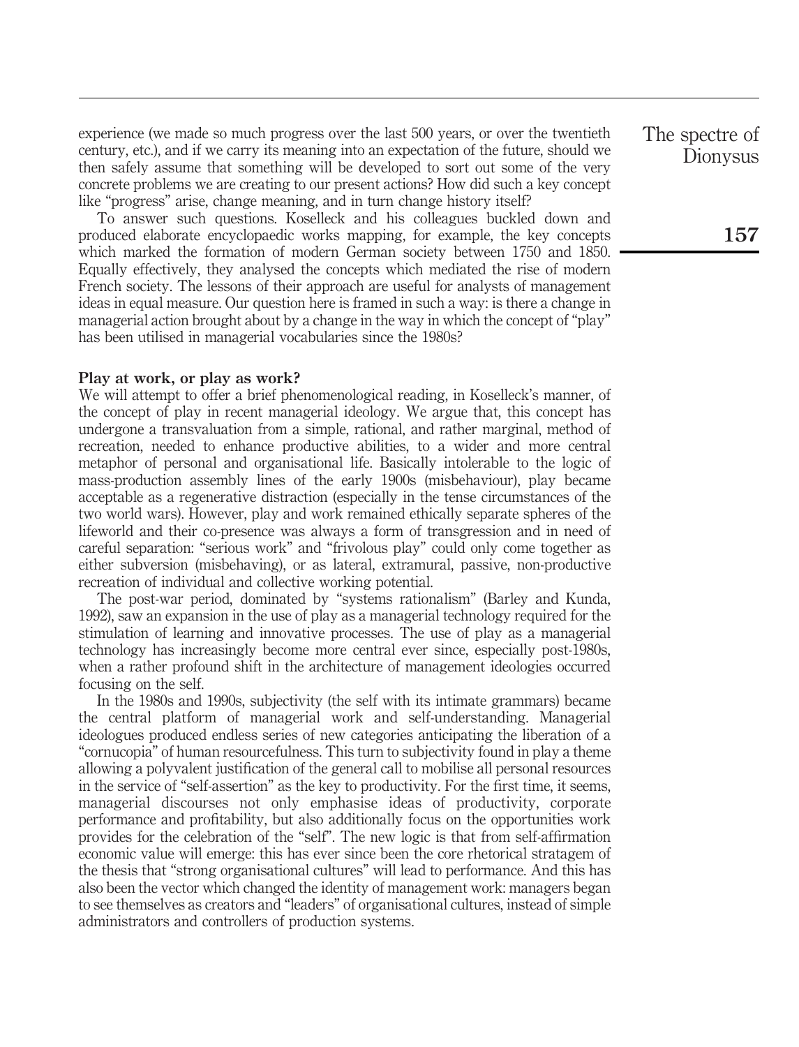experience (we made so much progress over the last 500 years, or over the twentieth century, etc.), and if we carry its meaning into an expectation of the future, should we then safely assume that something will be developed to sort out some of the very concrete problems we are creating to our present actions? How did such a key concept like "progress" arise, change meaning, and in turn change history itself?

To answer such questions. Koselleck and his colleagues buckled down and produced elaborate encyclopaedic works mapping, for example, the key concepts which marked the formation of modern German society between 1750 and 1850. Equally effectively, they analysed the concepts which mediated the rise of modern French society. The lessons of their approach are useful for analysts of management ideas in equal measure. Our question here is framed in such a way: is there a change in managerial action brought about by a change in the way in which the concept of "play" has been utilised in managerial vocabularies since the 1980s?

## Play at work, or play as work?

We will attempt to offer a brief phenomenological reading, in Koselleck's manner, of the concept of play in recent managerial ideology. We argue that, this concept has undergone a transvaluation from a simple, rational, and rather marginal, method of recreation, needed to enhance productive abilities, to a wider and more central metaphor of personal and organisational life. Basically intolerable to the logic of mass-production assembly lines of the early 1900s (misbehaviour), play became acceptable as a regenerative distraction (especially in the tense circumstances of the two world wars). However, play and work remained ethically separate spheres of the lifeworld and their co-presence was always a form of transgression and in need of careful separation: "serious work" and "frivolous play" could only come together as either subversion (misbehaving), or as lateral, extramural, passive, non-productive recreation of individual and collective working potential.

The post-war period, dominated by "systems rationalism" (Barley and Kunda, 1992), saw an expansion in the use of play as a managerial technology required for the stimulation of learning and innovative processes. The use of play as a managerial technology has increasingly become more central ever since, especially post-1980s, when a rather profound shift in the architecture of management ideologies occurred focusing on the self.

In the 1980s and 1990s, subjectivity (the self with its intimate grammars) became the central platform of managerial work and self-understanding. Managerial ideologues produced endless series of new categories anticipating the liberation of a "cornucopia" of human resourcefulness. This turn to subjectivity found in play a theme allowing a polyvalent justification of the general call to mobilise all personal resources in the service of "self-assertion" as the key to productivity. For the first time, it seems, managerial discourses not only emphasise ideas of productivity, corporate performance and profitability, but also additionally focus on the opportunities work provides for the celebration of the "self". The new logic is that from self-affirmation economic value will emerge: this has ever since been the core rhetorical stratagem of the thesis that "strong organisational cultures" will lead to performance. And this has also been the vector which changed the identity of management work: managers began to see themselves as creators and "leaders" of organisational cultures, instead of simple administrators and controllers of production systems.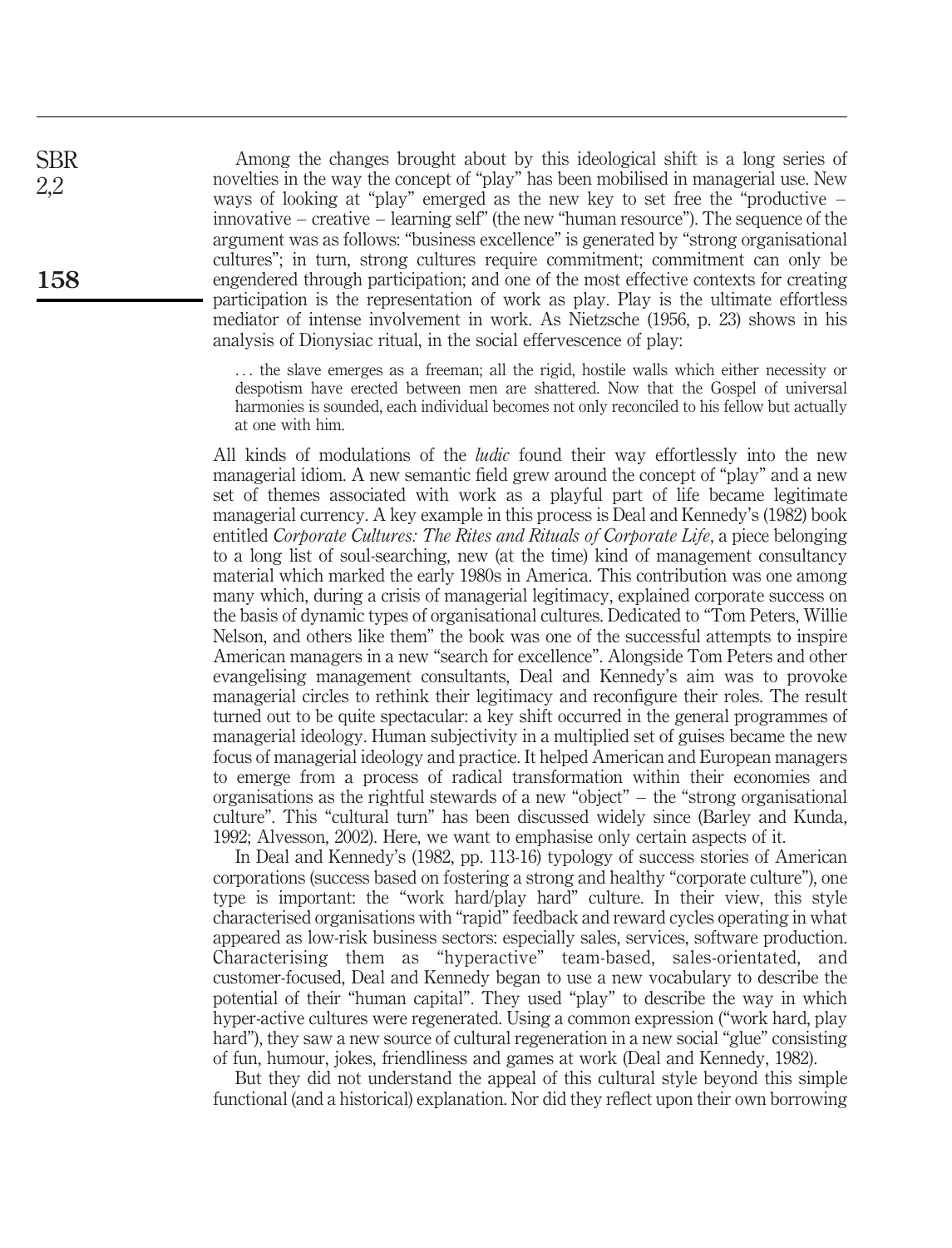Among the changes brought about by this ideological shift is a long series of novelties in the way the concept of "play" has been mobilised in managerial use. New ways of looking at "play" emerged as the new key to set free the "productive – innovative – creative – learning self" (the new "human resource"). The sequence of the argument was as follows: "business excellence" is generated by "strong organisational cultures"; in turn, strong cultures require commitment; commitment can only be engendered through participation; and one of the most effective contexts for creating participation is the representation of work as play. Play is the ultimate effortless mediator of intense involvement in work. As Nietzsche (1956, p. 23) shows in his analysis of Dionysiac ritual, in the social effervescence of play:

> . . . the slave emerges as a freeman; all the rigid, hostile walls which either necessity or despotism have erected between men are shattered. Now that the Gospel of universal harmonies is sounded, each individual becomes not only reconciled to his fellow but actually at one with him.

All kinds of modulations of the *ludic* found their way effortlessly into the new managerial idiom. A new semantic field grew around the concept of "play" and a new set of themes associated with work as a playful part of life became legitimate managerial currency. A key example in this process is Deal and Kennedy's (1982) book entitled *Corporate Cultures: The Rites and Rituals of Corporate Life*, a piece belonging to a long list of soul-searching, new (at the time) kind of management consultancy material which marked the early 1980s in America. This contribution was one among many which, during a crisis of managerial legitimacy, explained corporate success on the basis of dynamic types of organisational cultures. Dedicated to "Tom Peters, Willie Nelson, and others like them" the book was one of the successful attempts to inspire American managers in a new "search for excellence". Alongside Tom Peters and other evangelising management consultants, Deal and Kennedy's aim was to provoke managerial circles to rethink their legitimacy and reconfigure their roles. The result turned out to be quite spectacular: a key shift occurred in the general programmes of managerial ideology. Human subjectivity in a multiplied set of guises became the new focus of managerial ideology and practice. It helped American and European managers to emerge from a process of radical transformation within their economies and organisations as the rightful stewards of a new "object" – the "strong organisational culture". This "cultural turn" has been discussed widely since (Barley and Kunda, 1992; Alvesson, 2002). Here, we want to emphasise only certain aspects of it.

In Deal and Kennedy's (1982, pp. 113-16) typology of success stories of American corporations (success based on fostering a strong and healthy "corporate culture"), one type is important: the "work hard/play hard" culture. In their view, this style characterised organisations with "rapid" feedback and reward cycles operating in what appeared as low-risk business sectors: especially sales, services, software production. Characterising them as "hyperactive" team-based, sales-orientated, and customer-focused, Deal and Kennedy began to use a new vocabulary to describe the potential of their "human capital". They used "play" to describe the way in which hyper-active cultures were regenerated. Using a common expression ("work hard, play hard"), they saw a new source of cultural regeneration in a new social "glue" consisting of fun, humour, jokes, friendliness and games at work (Deal and Kennedy, 1982).

But they did not understand the appeal of this cultural style beyond this simple functional (and a historical) explanation. Nor did they reflect upon their own borrowing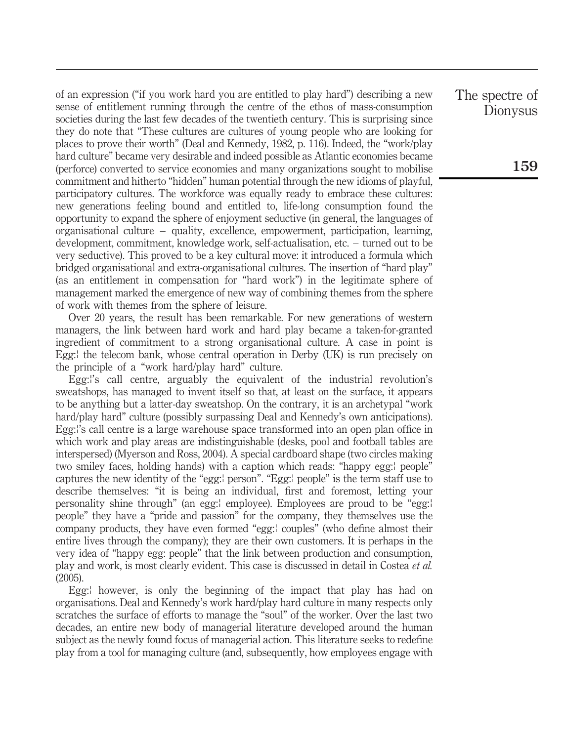of an expression ("if you work hard you are entitled to play hard") describing a new sense of entitlement running through the centre of the ethos of mass-consumption societies during the last few decades of the twentieth century. This is surprising since they do note that "These cultures are cultures of young people who are looking for places to prove their worth" (Deal and Kennedy, 1982, p. 116). Indeed, the "work/play hard culture" became very desirable and indeed possible as Atlantic economies became (perforce) converted to service economies and many organizations sought to mobilise commitment and hitherto "hidden" human potential through the new idioms of playful, participatory cultures. The workforce was equally ready to embrace these cultures: new generations feeling bound and entitled to, life-long consumption found the opportunity to expand the sphere of enjoyment seductive (in general, the languages of organisational culture – quality, excellence, empowerment, participation, learning, development, commitment, knowledge work, self-actualisation, etc. – turned out to be very seductive). This proved to be a key cultural move: it introduced a formula which bridged organisational and extra-organisational cultures. The insertion of "hard play" (as an entitlement in compensation for "hard work") in the legitimate sphere of management marked the emergence of new way of combining themes from the sphere of work with themes from the sphere of leisure.

Over 20 years, the result has been remarkable. For new generations of western managers, the link between hard work and hard play became a taken-for-granted ingredient of commitment to a strong organisational culture. A case in point is Egg:¦ the telecom bank, whose central operation in Derby (UK) is run precisely on the principle of a "work hard/play hard" culture.

Egg:¦'s call centre, arguably the equivalent of the industrial revolution's sweatshops, has managed to invent itself so that, at least on the surface, it appears to be anything but a latter-day sweatshop. On the contrary, it is an archetypal "work hard/play hard" culture (possibly surpassing Deal and Kennedy's own anticipations). Egg:¦'s call centre is a large warehouse space transformed into an open plan office in which work and play areas are indistinguishable (desks, pool and football tables are interspersed) (Myerson and Ross, 2004). A special cardboard shape (two circles making two smiley faces, holding hands) with a caption which reads: "happy egg:¦ people" captures the new identity of the "egg:¦ person". "Egg:¦ people" is the term staff use to describe themselves: "it is being an individual, first and foremost, letting your personality shine through" (an egg:¦ employee). Employees are proud to be "egg:¦ people" they have a "pride and passion" for the company, they themselves use the company products, they have even formed "egg:¦ couples" (who define almost their entire lives through the company); they are their own customers. It is perhaps in the very idea of "happy egg: people" that the link between production and consumption, play and work, is most clearly evident. This case is discussed in detail in Costea *et al.* (2005).

Egg:¦ however, is only the beginning of the impact that play has had on organisations. Deal and Kennedy's work hard/play hard culture in many respects only scratches the surface of efforts to manage the "soul" of the worker. Over the last two decades, an entire new body of managerial literature developed around the human subject as the newly found focus of managerial action. This literature seeks to redefine play from a tool for managing culture (and, subsequently, how employees engage with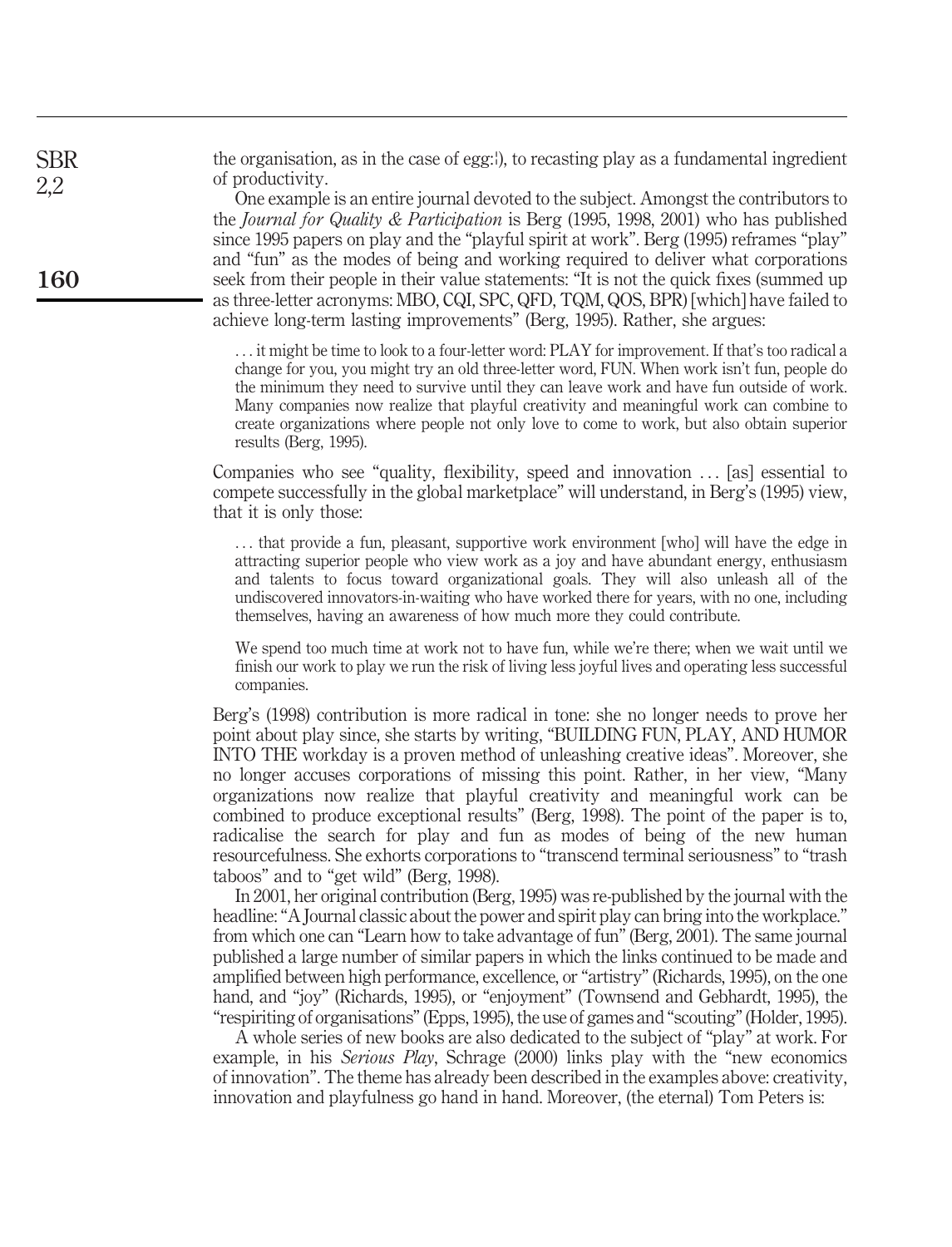the organisation, as in the case of egg:!), to recasting play as a fundamental ingredient of productivity.

One example is an entire journal devoted to the subject. Amongst the contributors to the *Journal for Quality & Participation* is Berg (1995, 1998, 2001) who has published since 1995 papers on play and the "playful spirit at work". Berg (1995) reframes "play" and "fun" as the modes of being and working required to deliver what corporations seek from their people in their value statements: "It is not the quick fixes (summed up as three-letter acronyms: MBO, CQI, SPC, QFD, TQM, QOS, BPR) [which] have failed to achieve long-term lasting improvements" (Berg, 1995). Rather, she argues:

> . . . it might be time to look to a four-letter word: PLAY for improvement. If that's too radical a change for you, you might try an old three-letter word, FUN. When work isn't fun, people do the minimum they need to survive until they can leave work and have fun outside of work. Many companies now realize that playful creativity and meaningful work can combine to create organizations where people not only love to come to work, but also obtain superior results (Berg, 1995).

Companies who see "quality, flexibility, speed and innovation . . . [as] essential to compete successfully in the global marketplace" will understand, in Berg's (1995) view, that it is only those:

> . . . that provide a fun, pleasant, supportive work environment [who] will have the edge in attracting superior people who view work as a joy and have abundant energy, enthusiasm and talents to focus toward organizational goals. They will also unleash all of the undiscovered innovators-in-waiting who have worked there for years, with no one, including themselves, having an awareness of how much more they could contribute.
>
> We spend too much time at work not to have fun, while we're there; when we wait until we finish our work to play we run the risk of living less joyful lives and operating less successful companies.

Berg's (1998) contribution is more radical in tone: she no longer needs to prove her point about play since, she starts by writing, "BUILDING FUN, PLAY, AND HUMOR INTO THE workday is a proven method of unleashing creative ideas". Moreover, she no longer accuses corporations of missing this point. Rather, in her view, "Many organizations now realize that playful creativity and meaningful work can be combined to produce exceptional results" (Berg, 1998). The point of the paper is to, radicalise the search for play and fun as modes of being of the new human resourcefulness. She exhorts corporations to "transcend terminal seriousness" to "trash taboos" and to "get wild" (Berg, 1998).

In 2001, her original contribution (Berg, 1995) was re-published by the journal with the headline: "A Journal classic about the power and spirit play can bring into the workplace." from which one can "Learn how to take advantage of fun" (Berg, 2001). The same journal published a large number of similar papers in which the links continued to be made and amplified between high performance, excellence, or "artistry" (Richards, 1995), on the one hand, and "joy" (Richards, 1995), or "enjoyment" (Townsend and Gebhardt, 1995), the "respiriting of organisations" (Epps, 1995), the use of games and "scouting" (Holder, 1995).

A whole series of new books are also dedicated to the subject of "play" at work. For example, in his *Serious Play*, Schrage (2000) links play with the "new economics of innovation". The theme has already been described in the examples above: creativity, innovation and playfulness go hand in hand. Moreover, (the eternal) Tom Peters is: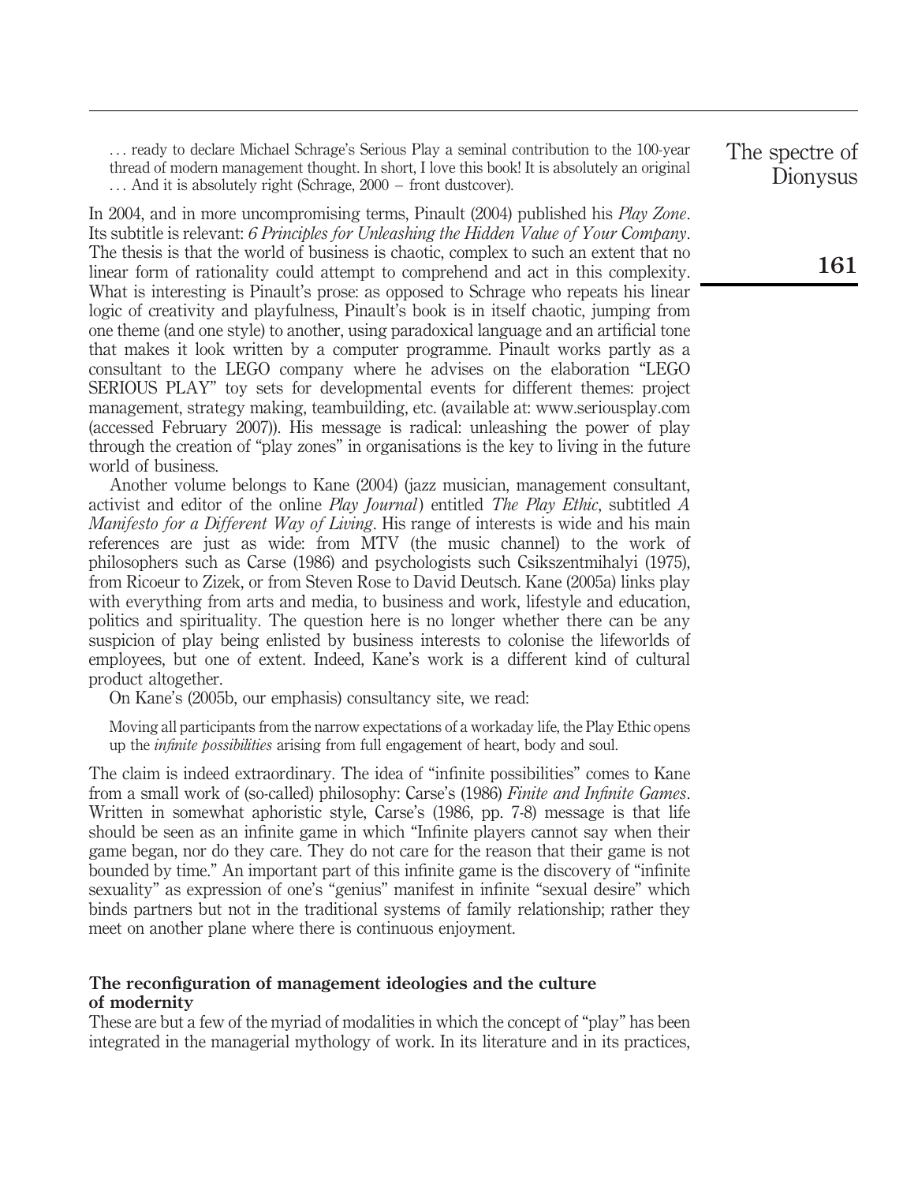> ... ready to declare Michael Schrage's Serious Play a seminal contribution to the 100-year thread of modern management thought. In short, I love this book! It is absolutely an original ... And it is absolutely right (Schrage, 2000 – front dustcover).

In 2004, and in more uncompromising terms, Pinault (2004) published his *Play Zone*. Its subtitle is relevant: *6 Principles for Unleashing the Hidden Value of Your Company*. The thesis is that the world of business is chaotic, complex to such an extent that no linear form of rationality could attempt to comprehend and act in this complexity. What is interesting is Pinault's prose: as opposed to Schrage who repeats his linear logic of creativity and playfulness, Pinault's book is in itself chaotic, jumping from one theme (and one style) to another, using paradoxical language and an artificial tone that makes it look written by a computer programme. Pinault works partly as a consultant to the LEGO company where he advises on the elaboration "LEGO SERIOUS PLAY" toy sets for developmental events for different themes: project management, strategy making, teambuilding, etc. (available at: www.seriousplay.com (accessed February 2007)). His message is radical: unleashing the power of play through the creation of "play zones" in organisations is the key to living in the future world of business.

Another volume belongs to Kane (2004) (jazz musician, management consultant, activist and editor of the online *Play Journal*) entitled *The Play Ethic*, subtitled *A Manifesto for a Different Way of Living*. His range of interests is wide and his main references are just as wide: from MTV (the music channel) to the work of philosophers such as Carse (1986) and psychologists such Csikszentmihalyi (1975), from Ricoeur to Zizek, or from Steven Rose to David Deutsch. Kane (2005a) links play with everything from arts and media, to business and work, lifestyle and education, politics and spirituality. The question here is no longer whether there can be any suspicion of play being enlisted by business interests to colonise the lifeworlds of employees, but one of extent. Indeed, Kane's work is a different kind of cultural product altogether.

On Kane's (2005b, our emphasis) consultancy site, we read:

> Moving all participants from the narrow expectations of a workaday life, the Play Ethic opens up the *infinite possibilities* arising from full engagement of heart, body and soul.

The claim is indeed extraordinary. The idea of "infinite possibilities" comes to Kane from a small work of (so-called) philosophy: Carse's (1986) *Finite and Infinite Games*. Written in somewhat aphoristic style, Carse's (1986, pp. 7-8) message is that life should be seen as an infinite game in which "Infinite players cannot say when their game began, nor do they care. They do not care for the reason that their game is not bounded by time." An important part of this infinite game is the discovery of "infinite sexuality" as expression of one's "genius" manifest in infinite "sexual desire" which binds partners but not in the traditional systems of family relationship; rather they meet on another plane where there is continuous enjoyment.

## The reconfiguration of management ideologies and the culture of modernity

These are but a few of the myriad of modalities in which the concept of "play" has been integrated in the managerial mythology of work. In its literature and in its practices,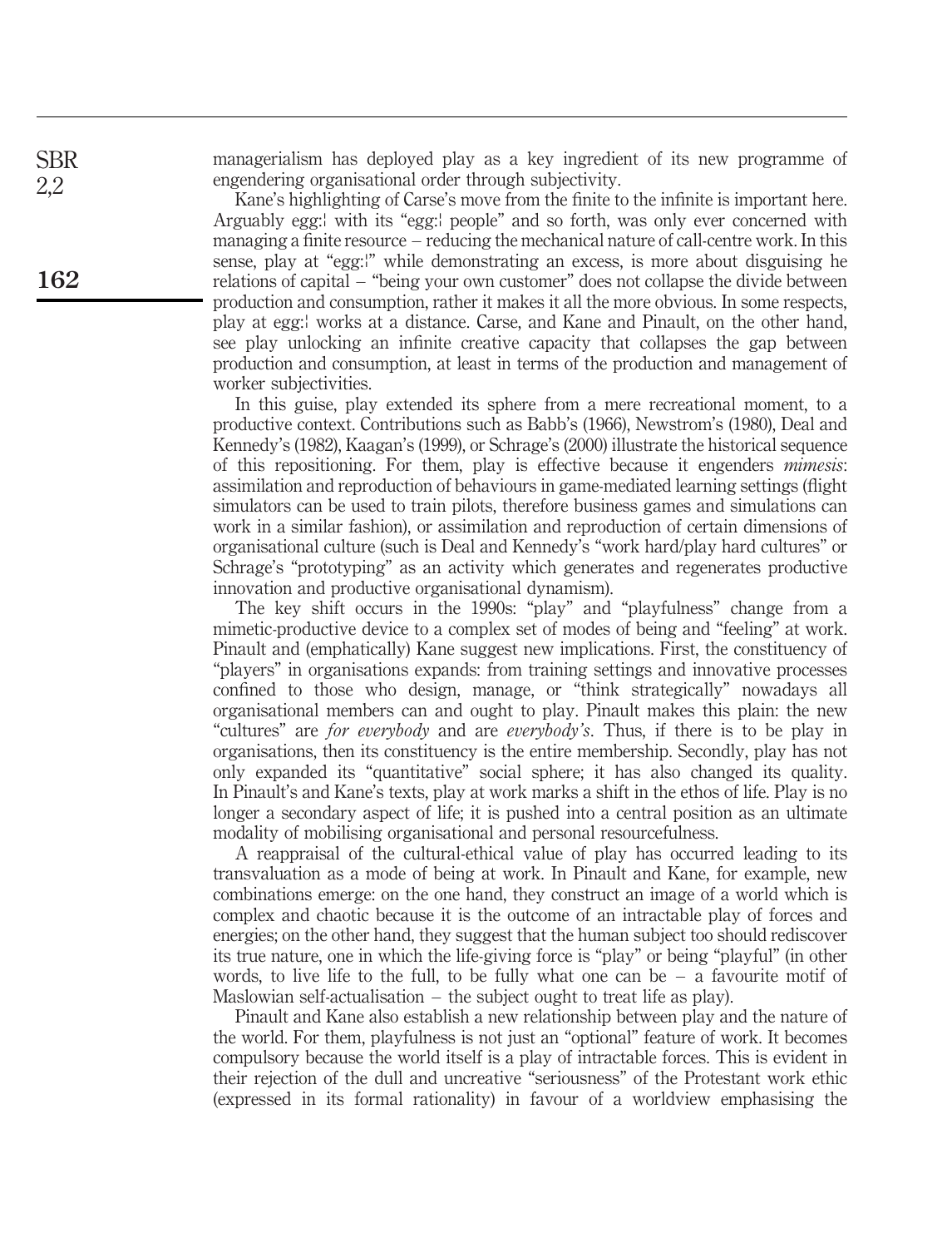managerialism has deployed play as a key ingredient of its new programme of engendering organisational order through subjectivity.

Kane's highlighting of Carse's move from the finite to the infinite is important here. Arguably egg:¦ with its "egg:¦ people" and so forth, was only ever concerned with managing a finite resource – reducing the mechanical nature of call-centre work. In this sense, play at "egg:¦" while demonstrating an excess, is more about disguising he relations of capital – "being your own customer" does not collapse the divide between production and consumption, rather it makes it all the more obvious. In some respects, play at egg:¦ works at a distance. Carse, and Kane and Pinault, on the other hand, see play unlocking an infinite creative capacity that collapses the gap between production and consumption, at least in terms of the production and management of worker subjectivities.

In this guise, play extended its sphere from a mere recreational moment, to a productive context. Contributions such as Babb's (1966), Newstrom's (1980), Deal and Kennedy's (1982), Kaagan's (1999), or Schrage's (2000) illustrate the historical sequence of this repositioning. For them, play is effective because it engenders *mimesis*: assimilation and reproduction of behaviours in game-mediated learning settings (flight simulators can be used to train pilots, therefore business games and simulations can work in a similar fashion), or assimilation and reproduction of certain dimensions of organisational culture (such is Deal and Kennedy's "work hard/play hard cultures" or Schrage's "prototyping" as an activity which generates and regenerates productive innovation and productive organisational dynamism).

The key shift occurs in the 1990s: "play" and "playfulness" change from a mimetic-productive device to a complex set of modes of being and "feeling" at work. Pinault and (emphatically) Kane suggest new implications. First, the constituency of "players" in organisations expands: from training settings and innovative processes confined to those who design, manage, or "think strategically" nowadays all organisational members can and ought to play. Pinault makes this plain: the new "cultures" are *for everybody* and are *everybody's*. Thus, if there is to be play in organisations, then its constituency is the entire membership. Secondly, play has not only expanded its "quantitative" social sphere; it has also changed its quality. In Pinault's and Kane's texts, play at work marks a shift in the ethos of life. Play is no longer a secondary aspect of life; it is pushed into a central position as an ultimate modality of mobilising organisational and personal resourcefulness.

A reappraisal of the cultural-ethical value of play has occurred leading to its transvaluation as a mode of being at work. In Pinault and Kane, for example, new combinations emerge: on the one hand, they construct an image of a world which is complex and chaotic because it is the outcome of an intractable play of forces and energies; on the other hand, they suggest that the human subject too should rediscover its true nature, one in which the life-giving force is "play" or being "playful" (in other words, to live life to the full, to be fully what one can be – a favourite motif of Maslowian self-actualisation – the subject ought to treat life as play).

Pinault and Kane also establish a new relationship between play and the nature of the world. For them, playfulness is not just an "optional" feature of work. It becomes compulsory because the world itself is a play of intractable forces. This is evident in their rejection of the dull and uncreative "seriousness" of the Protestant work ethic (expressed in its formal rationality) in favour of a worldview emphasising the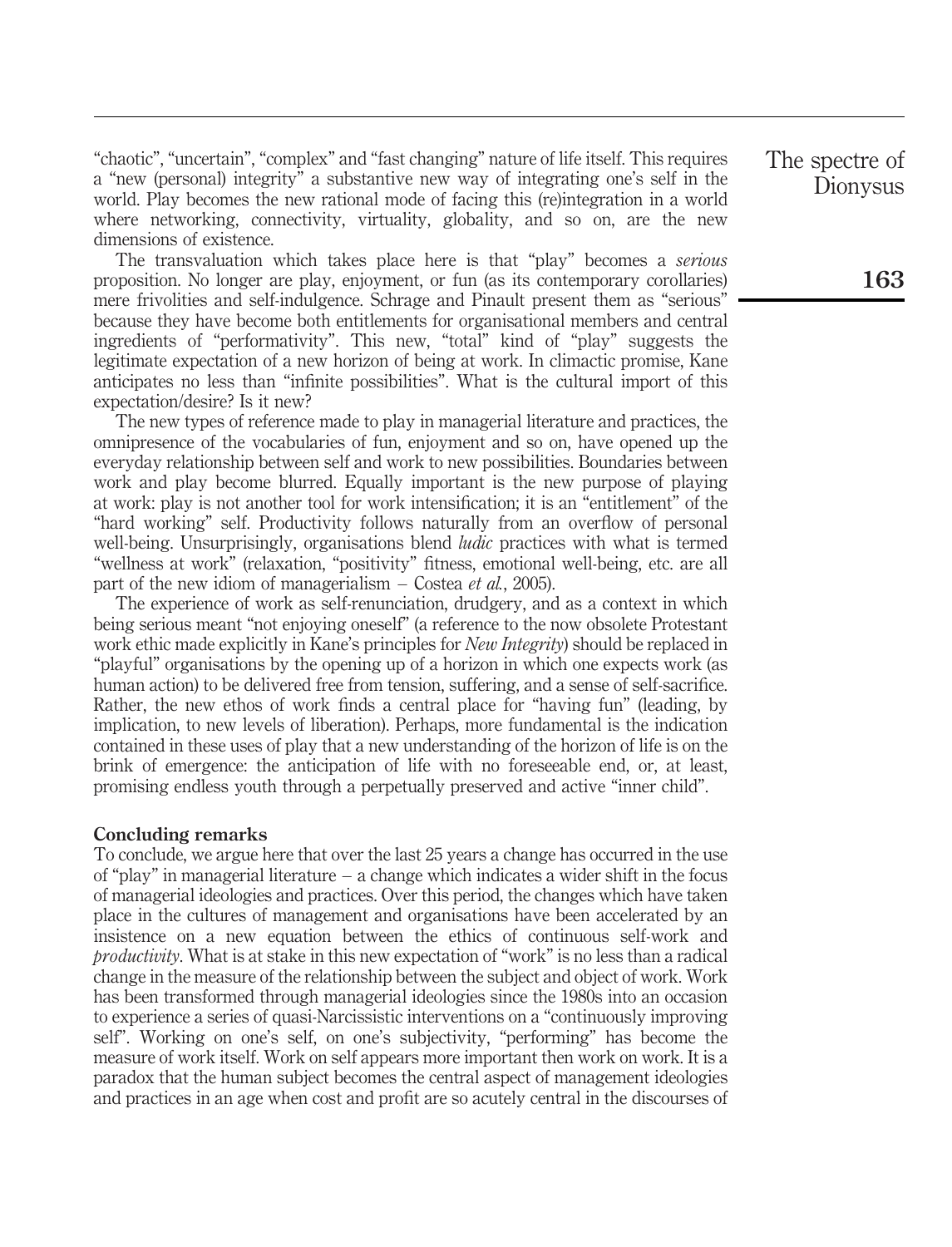"chaotic", "uncertain", "complex" and "fast changing" nature of life itself. This requires a "new (personal) integrity" a substantive new way of integrating one's self in the world. Play becomes the new rational mode of facing this (re)integration in a world where networking, connectivity, virtuality, globality, and so on, are the new dimensions of existence.

The transvaluation which takes place here is that "play" becomes a *serious* proposition. No longer are play, enjoyment, or fun (as its contemporary corollaries) mere frivolities and self-indulgence. Schrage and Pinault present them as "serious" because they have become both entitlements for organisational members and central ingredients of "performativity". This new, "total" kind of "play" suggests the legitimate expectation of a new horizon of being at work. In climactic promise, Kane anticipates no less than "infinite possibilities". What is the cultural import of this expectation/desire? Is it new?

The new types of reference made to play in managerial literature and practices, the omnipresence of the vocabularies of fun, enjoyment and so on, have opened up the everyday relationship between self and work to new possibilities. Boundaries between work and play become blurred. Equally important is the new purpose of playing at work: play is not another tool for work intensification; it is an "entitlement" of the "hard working" self. Productivity follows naturally from an overflow of personal well-being. Unsurprisingly, organisations blend *ludic* practices with what is termed "wellness at work" (relaxation, "positivity" fitness, emotional well-being, etc. are all part of the new idiom of managerialism – Costea *et al.*, 2005).

The experience of work as self-renunciation, drudgery, and as a context in which being serious meant "not enjoying oneself" (a reference to the now obsolete Protestant work ethic made explicitly in Kane's principles for *New Integrity*) should be replaced in "playful" organisations by the opening up of a horizon in which one expects work (as human action) to be delivered free from tension, suffering, and a sense of self-sacrifice. Rather, the new ethos of work finds a central place for "having fun" (leading, by implication, to new levels of liberation). Perhaps, more fundamental is the indication contained in these uses of play that a new understanding of the horizon of life is on the brink of emergence: the anticipation of life with no foreseeable end, or, at least, promising endless youth through a perpetually preserved and active "inner child".

## Concluding remarks

To conclude, we argue here that over the last 25 years a change has occurred in the use of "play" in managerial literature – a change which indicates a wider shift in the focus of managerial ideologies and practices. Over this period, the changes which have taken place in the cultures of management and organisations have been accelerated by an insistence on a new equation between the ethics of continuous self-work and *productivity*. What is at stake in this new expectation of "work" is no less than a radical change in the measure of the relationship between the subject and object of work. Work has been transformed through managerial ideologies since the 1980s into an occasion to experience a series of quasi-Narcissistic interventions on a "continuously improving self". Working on one's self, on one's subjectivity, "performing" has become the measure of work itself. Work on self appears more important then work on work. It is a paradox that the human subject becomes the central aspect of management ideologies and practices in an age when cost and profit are so acutely central in the discourses of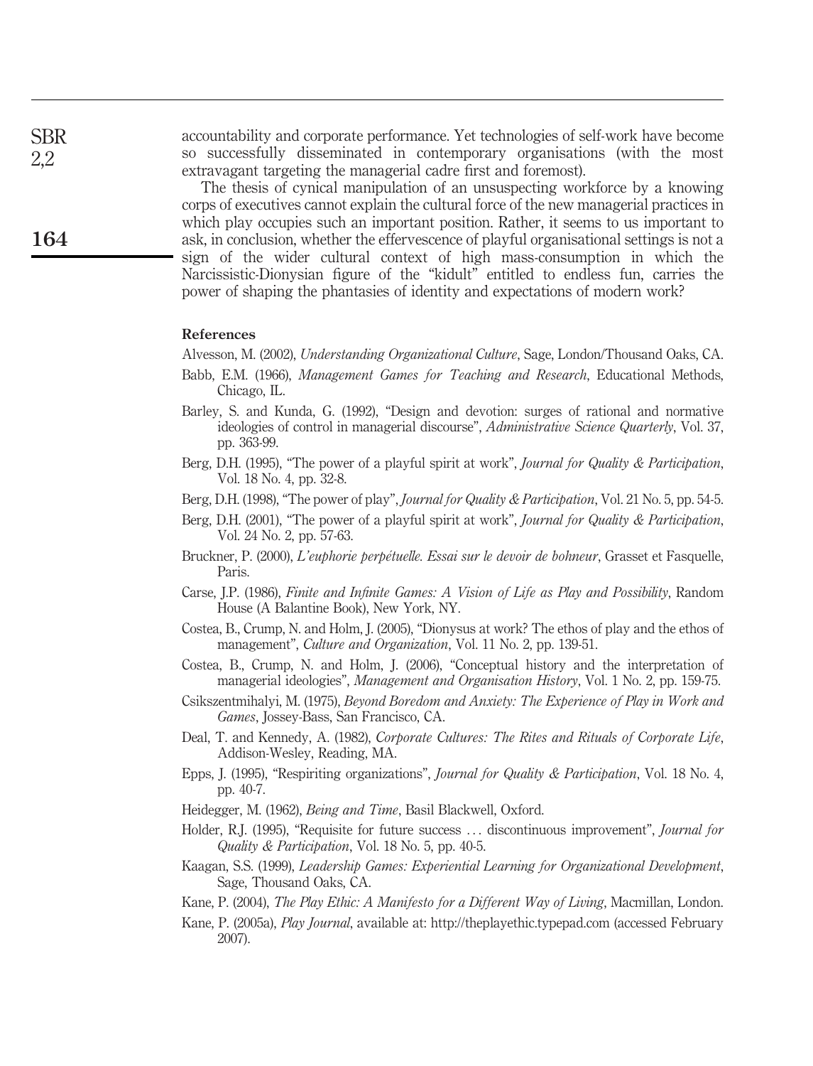accountability and corporate performance. Yet technologies of self-work have become so successfully disseminated in contemporary organisations (with the most extravagant targeting the managerial cadre first and foremost).

The thesis of cynical manipulation of an unsuspecting workforce by a knowing corps of executives cannot explain the cultural force of the new managerial practices in which play occupies such an important position. Rather, it seems to us important to ask, in conclusion, whether the effervescence of playful organisational settings is not a sign of the wider cultural context of high mass-consumption in which the Narcissistic-Dionysian figure of the "kidult" entitled to endless fun, carries the power of shaping the phantasies of identity and expectations of modern work?

## References

Alvesson, M. (2002), *Understanding Organizational Culture*, Sage, London/Thousand Oaks, CA.

Babb, E.M. (1966), *Management Games for Teaching and Research*, Educational Methods, Chicago, IL.

Barley, S. and Kunda, G. (1992), "Design and devotion: surges of rational and normative ideologies of control in managerial discourse", *Administrative Science Quarterly*, Vol. 37, pp. 363-99.

Berg, D.H. (1995), "The power of a playful spirit at work", *Journal for Quality & Participation*, Vol. 18 No. 4, pp. 32-8.

Berg, D.H. (1998), "The power of play", *Journal for Quality & Participation*, Vol. 21 No. 5, pp. 54-5.

Berg, D.H. (2001), "The power of a playful spirit at work", *Journal for Quality & Participation*, Vol. 24 No. 2, pp. 57-63.

Bruckner, P. (2000), *L'euphorie perpétuelle. Essai sur le devoir de bohneur*, Grasset et Fasquelle, Paris.

Carse, J.P. (1986), *Finite and Infinite Games: A Vision of Life as Play and Possibility*, Random House (A Balantine Book), New York, NY.

Costea, B., Crump, N. and Holm, J. (2005), "Dionysus at work? The ethos of play and the ethos of management", *Culture and Organization*, Vol. 11 No. 2, pp. 139-51.

Costea, B., Crump, N. and Holm, J. (2006), "Conceptual history and the interpretation of managerial ideologies", *Management and Organisation History*, Vol. 1 No. 2, pp. 159-75.

Csikszentmihalyi, M. (1975), *Beyond Boredom and Anxiety: The Experience of Play in Work and Games*, Jossey-Bass, San Francisco, CA.

Deal, T. and Kennedy, A. (1982), *Corporate Cultures: The Rites and Rituals of Corporate Life*, Addison-Wesley, Reading, MA.

Epps, J. (1995), "Respiriting organizations", *Journal for Quality & Participation*, Vol. 18 No. 4, pp. 40-7.

Heidegger, M. (1962), *Being and Time*, Basil Blackwell, Oxford.

Holder, R.J. (1995), "Requisite for future success ... discontinuous improvement", *Journal for Quality & Participation*, Vol. 18 No. 5, pp. 40-5.

Kaagan, S.S. (1999), *Leadership Games: Experiential Learning for Organizational Development*, Sage, Thousand Oaks, CA.

Kane, P. (2004), *The Play Ethic: A Manifesto for a Different Way of Living*, Macmillan, London.

Kane, P. (2005a), *Play Journal*, available at: http://theplayethic.typepad.com (accessed February 2007).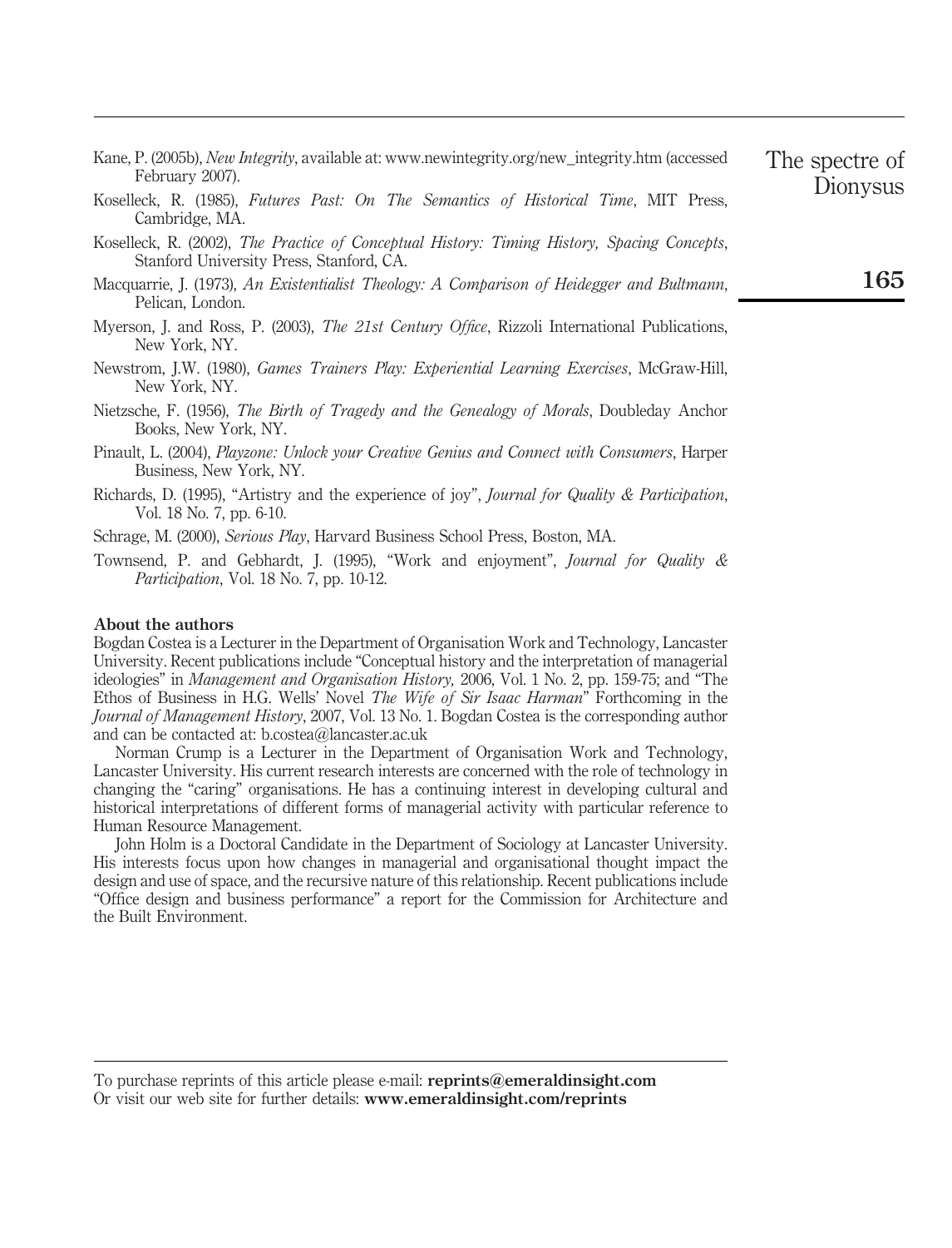Kane, P. (2005b), *New Integrity*, available at: www.newintegrity.org/new_integrity.htm (accessed February 2007).

Koselleck, R. (1985), *Futures Past: On The Semantics of Historical Time*, MIT Press, Cambridge, MA.

Koselleck, R. (2002), *The Practice of Conceptual History: Timing History, Spacing Concepts*, Stanford University Press, Stanford, CA.

Macquarrie, J. (1973), *An Existentialist Theology: A Comparison of Heidegger and Bultmann*, Pelican, London.

Myerson, J. and Ross, P. (2003), *The 21st Century Office*, Rizzoli International Publications, New York, NY.

Newstrom, J.W. (1980), *Games Trainers Play: Experiential Learning Exercises*, McGraw-Hill, New York, NY.

Nietzsche, F. (1956), *The Birth of Tragedy and the Genealogy of Morals*, Doubleday Anchor Books, New York, NY.

Pinault, L. (2004), *Playzone: Unlock your Creative Genius and Connect with Consumers*, Harper Business, New York, NY.

Richards, D. (1995), "Artistry and the experience of joy", *Journal for Quality & Participation*, Vol. 18 No. 7, pp. 6-10.

Schrage, M. (2000), *Serious Play*, Harvard Business School Press, Boston, MA.

Townsend, P. and Gebhardt, J. (1995), "Work and enjoyment", *Journal for Quality & Participation*, Vol. 18 No. 7, pp. 10-12.

**About the authors**

Bogdan Costea is a Lecturer in the Department of Organisation Work and Technology, Lancaster University. Recent publications include "Conceptual history and the interpretation of managerial ideologies" in *Management and Organisation History,* 2006, Vol. 1 No. 2, pp. 159-75; and "The Ethos of Business in H.G. Wells' Novel *The Wife of Sir Isaac Harman*" Forthcoming in the *Journal of Management History*, 2007, Vol. 13 No. 1. Bogdan Costea is the corresponding author and can be contacted at: b.costea@lancaster.ac.uk

Norman Crump is a Lecturer in the Department of Organisation Work and Technology, Lancaster University. His current research interests are concerned with the role of technology in changing the "caring" organisations. He has a continuing interest in developing cultural and historical interpretations of different forms of managerial activity with particular reference to Human Resource Management.

John Holm is a Doctoral Candidate in the Department of Sociology at Lancaster University. His interests focus upon how changes in managerial and organisational thought impact the design and use of space, and the recursive nature of this relationship. Recent publications include "Office design and business performance" a report for the Commission for Architecture and the Built Environment.

To purchase reprints of this article please e-mail: **reprints@emeraldinsight.com**
Or visit our web site for further details: **www.emeraldinsight.com/reprints**